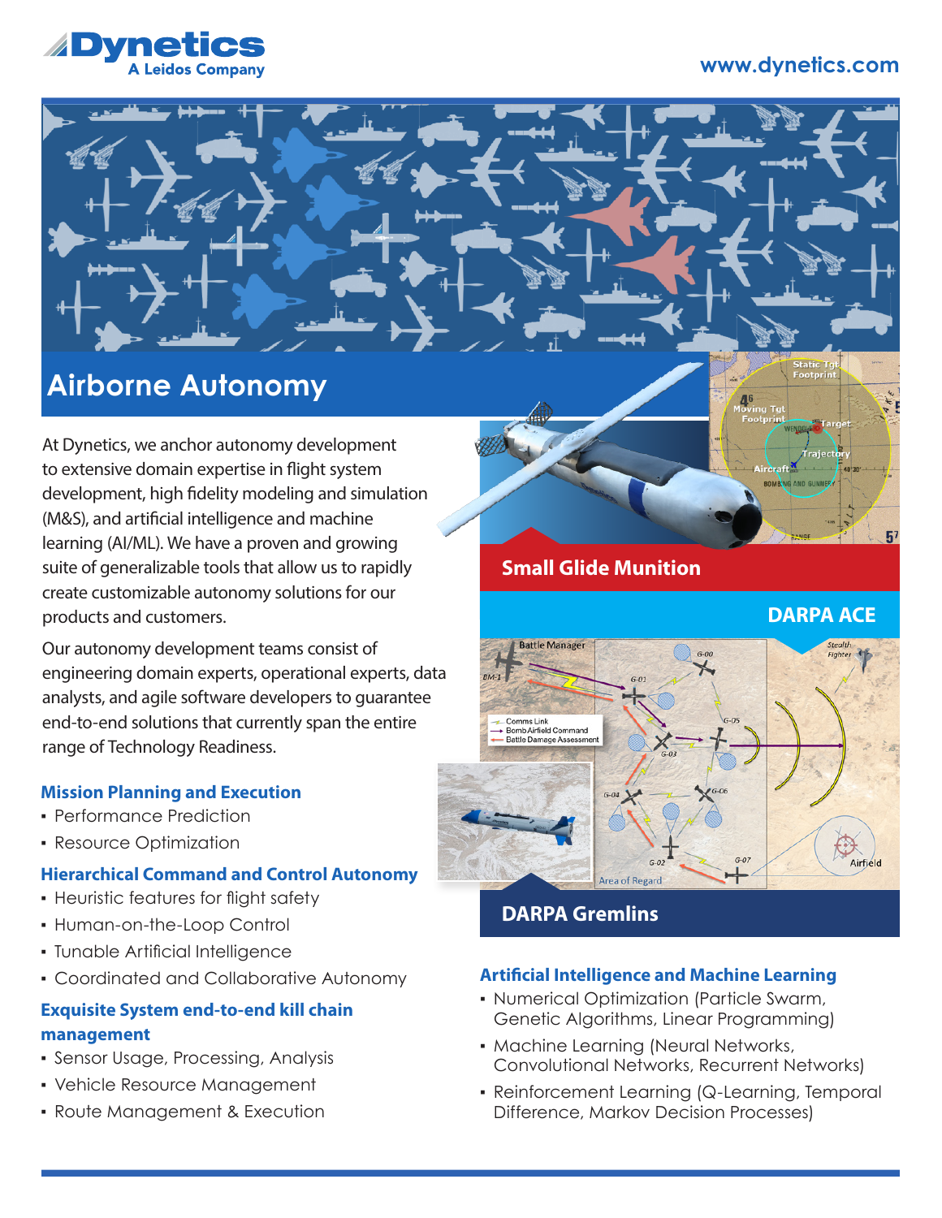Dynetics
A Leidos Company

www.dynetics.com

# Airborne Autonomy

At Dynetics, we anchor autonomy development to extensive domain expertise in flight system development, high fidelity modeling and simulation (M&S), and artificial intelligence and machine learning (AI/ML). We have a proven and growing suite of generalizable tools that allow us to rapidly create customizable autonomy solutions for our products and customers.

Our autonomy development teams consist of engineering domain experts, operational experts, data analysts, and agile software developers to guarantee end-to-end solutions that currently span the entire range of Technology Readiness.

### Mission Planning and Execution

- Performance Prediction
- Resource Optimization

### Hierarchical Command and Control Autonomy

- Heuristic features for flight safety
- Human-on-the-Loop Control
- Tunable Artificial Intelligence
- Coordinated and Collaborative Autonomy

### Exquisite System end-to-end kill chain management

- Sensor Usage, Processing, Analysis
- Vehicle Resource Management
- Route Management & Execution

## Small Glide Munition

## DARPA ACE

## DARPA Gremlins

### Artificial Intelligence and Machine Learning

- Numerical Optimization (Particle Swarm, Genetic Algorithms, Linear Programming)
- Machine Learning (Neural Networks, Convolutional Networks, Recurrent Networks)
- Reinforcement Learning (Q-Learning, Temporal Difference, Markov Decision Processes)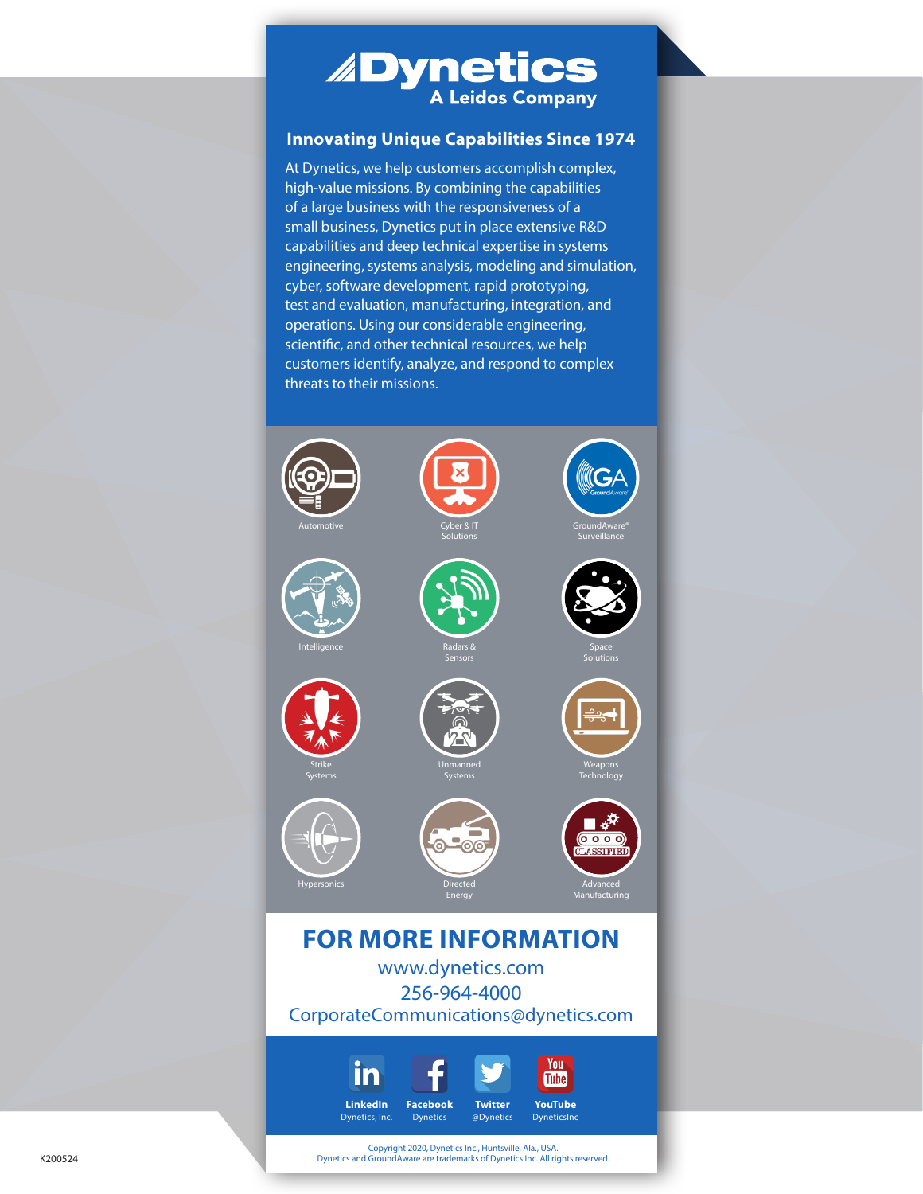# Dynetics

A Leidos Company

## Innovating Unique Capabilities Since 1974

At Dynetics, we help customers accomplish complex, high-value missions. By combining the capabilities of a large business with the responsiveness of a small business, Dynetics put in place extensive R&D capabilities and deep technical expertise in systems engineering, systems analysis, modeling and simulation, cyber, software development, rapid prototyping, test and evaluation, manufacturing, integration, and operations. Using our considerable engineering, scientific, and other technical resources, we help customers identify, analyze, and respond to complex threats to their missions.

Automotive

Cyber & IT Solutions

GroundAware® Surveillance

Intelligence

Radars & Sensors

Space Solutions

Strike Systems

Unmanned Systems

Weapons Technology

Hypersonics

Directed Energy

Advanced Manufacturing

## FOR MORE INFORMATION

www.dynetics.com

256-964-4000

CorporateCommunications@dynetics.com

**LinkedIn** Dynetics, Inc.

**Facebook** Dynetics

**Twitter** @Dynetics

**YouTube** DyneticsInc

Copyright 2020, Dynetics Inc., Huntsville, Ala., USA.
Dynetics and GroundAware are trademarks of Dynetics Inc. All rights reserved.

K200524